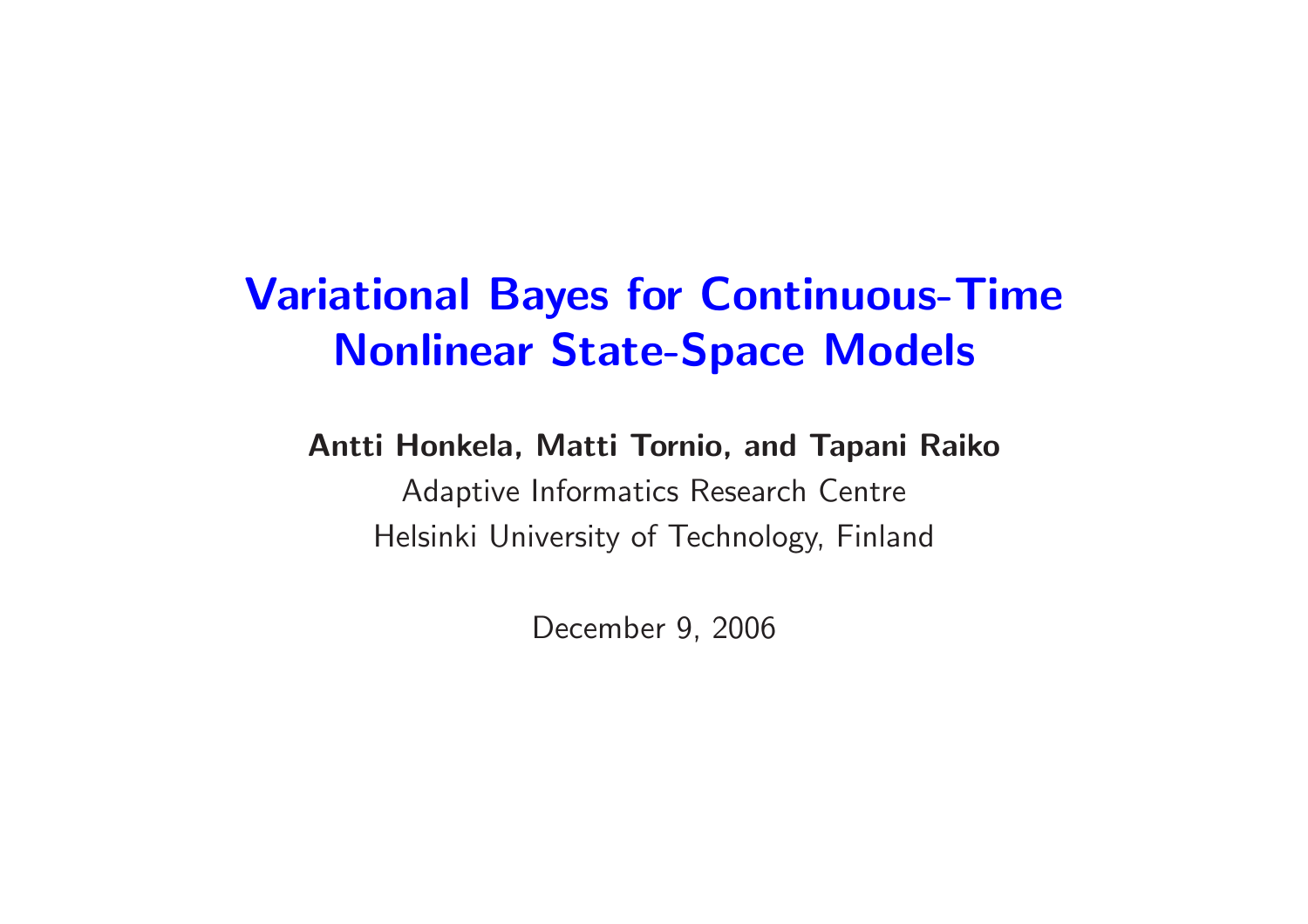# Variational Bayes for Continuous-Time Nonlinear State-Space Models

**Antti Honkela, Matti Tornio, and Tapani Raiko**

Adaptive Informatics Research Centre

Helsinki University of Technology, Finland

December 9, 2006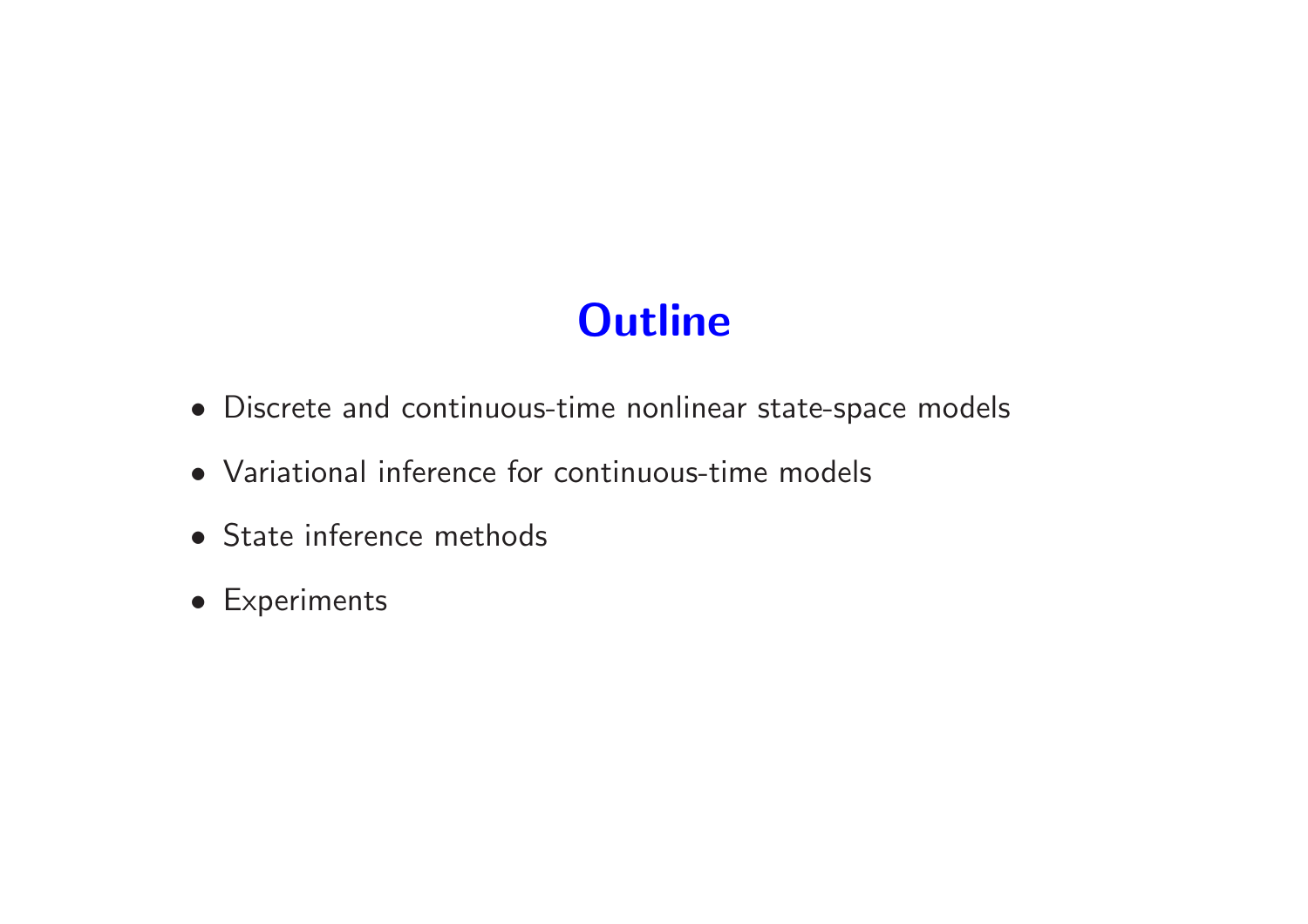# Outline

- Discrete and continuous-time nonlinear state-space models
- Variational inference for continuous-time models
- State inference methods
- Experiments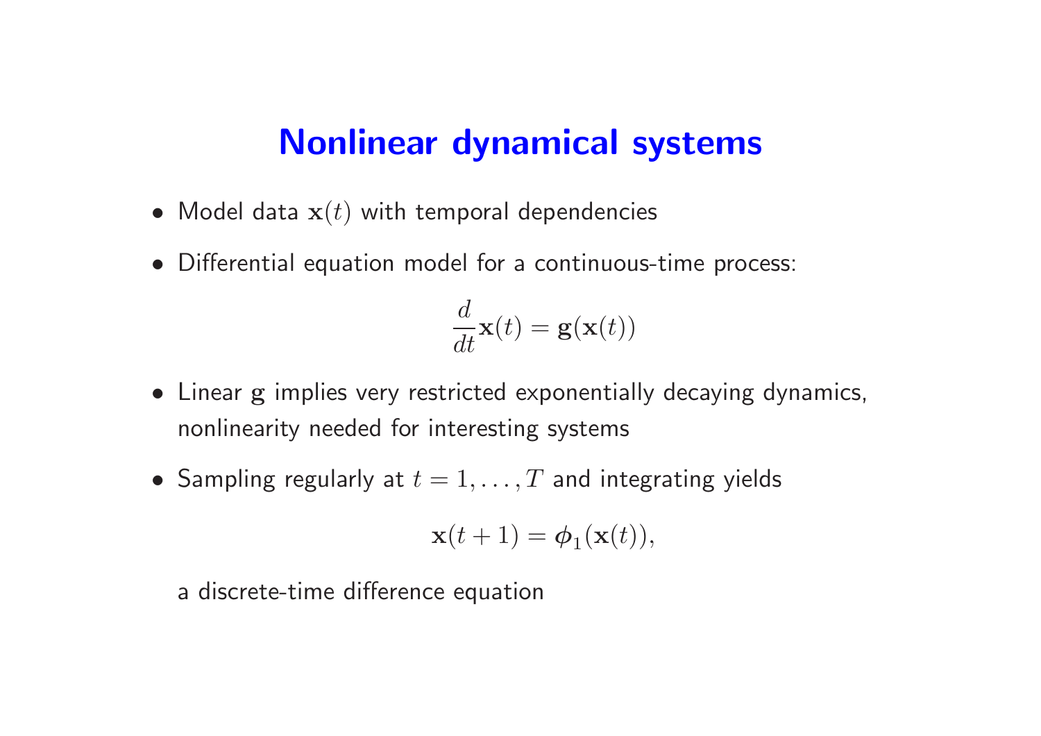# Nonlinear dynamical systems

- Model data $\mathbf{x}(t)$ with temporal dependencies
- Differential equation model for a continuous-time process:

$$\frac{d}{dt}\mathbf{x}(t) = \mathbf{g}(\mathbf{x}(t))$$

- Linear $\mathbf{g}$ implies very restricted exponentially decaying dynamics, nonlinearity needed for interesting systems
- Sampling regularly at $t = 1, \ldots, T$ and integrating yields

$$\mathbf{x}(t+1) = \boldsymbol{\phi}_1(\mathbf{x}(t)),$$

  a discrete-time difference equation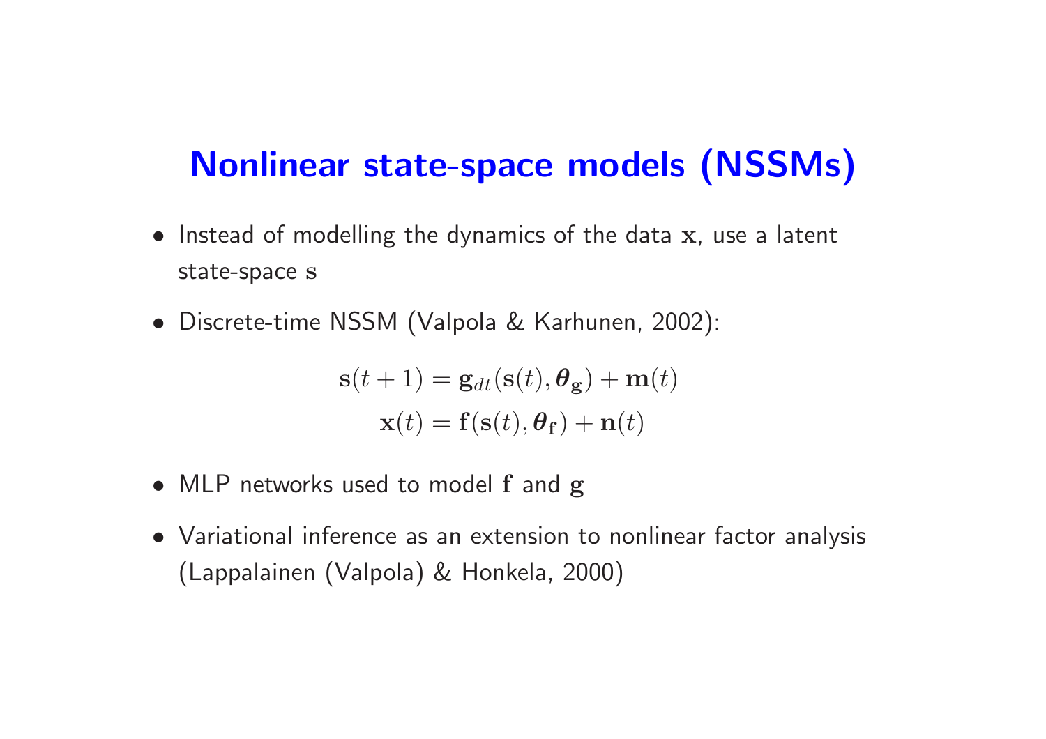# Nonlinear state-space models (NSSMs)

- Instead of modelling the dynamics of the data $\mathbf{x}$, use a latent state-space $\mathbf{s}$
- Discrete-time NSSM (Valpola & Karhunen, 2002):

$$
\begin{aligned}
\mathbf{s}(t+1) &= \mathbf{g}_{dt}(\mathbf{s}(t), \boldsymbol{\theta}_{\mathbf{g}}) + \mathbf{m}(t) \\
\mathbf{x}(t) &= \mathbf{f}(\mathbf{s}(t), \boldsymbol{\theta}_{\mathbf{f}}) + \mathbf{n}(t)
\end{aligned}
$$

- MLP networks used to model $\mathbf{f}$ and $\mathbf{g}$
- Variational inference as an extension to nonlinear factor analysis (Lappalainen (Valpola) & Honkela, 2000)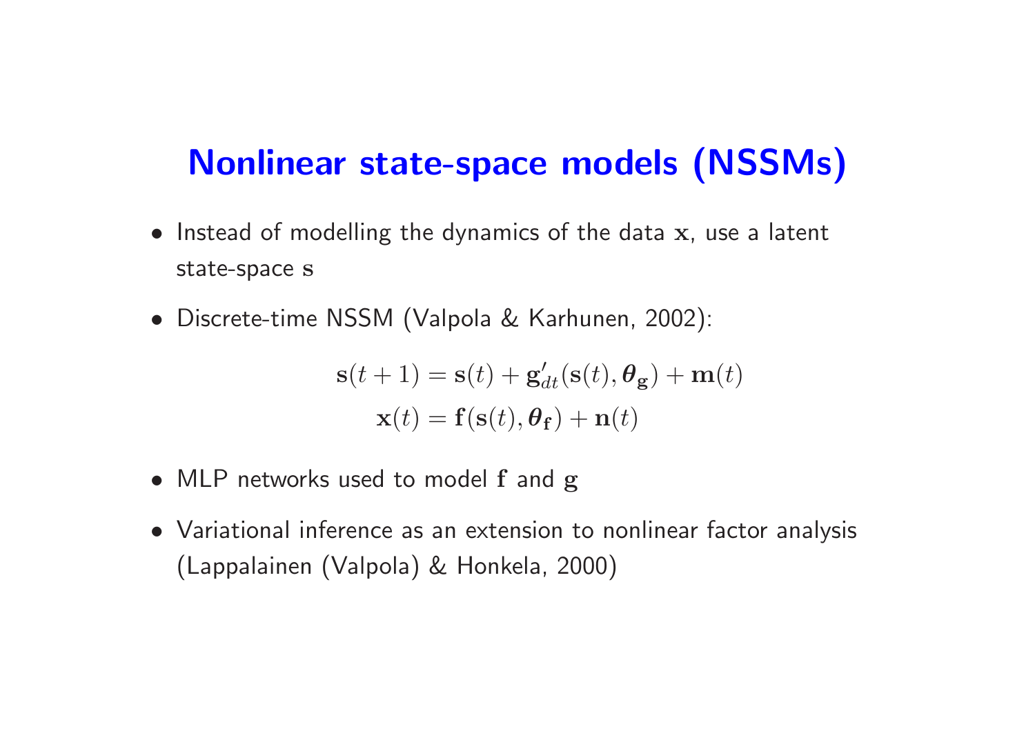# Nonlinear state-space models (NSSMs)

- Instead of modelling the dynamics of the data $\mathbf{x}$, use a latent state-space $\mathbf{s}$
- Discrete-time NSSM (Valpola & Karhunen, 2002):

$$
\begin{aligned}
\mathbf{s}(t+1) &= \mathbf{s}(t) + \mathbf{g}'_{dt}(\mathbf{s}(t), \boldsymbol{\theta}_{\mathbf{g}}) + \mathbf{m}(t) \\
\mathbf{x}(t) &= \mathbf{f}(\mathbf{s}(t), \boldsymbol{\theta}_{\mathbf{f}}) + \mathbf{n}(t)
\end{aligned}
$$

- MLP networks used to model $\mathbf{f}$ and $\mathbf{g}$
- Variational inference as an extension to nonlinear factor analysis (Lappalainen (Valpola) & Honkela, 2000)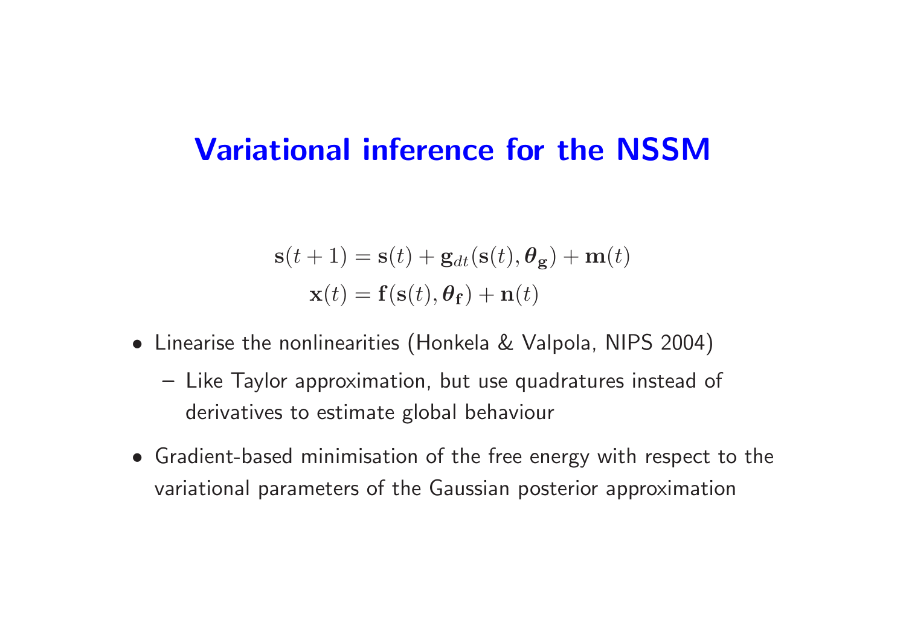# Variational inference for the NSSM

$$
\begin{aligned}
\mathbf{s}(t+1) &= \mathbf{s}(t) + \mathbf{g}_{dt}(\mathbf{s}(t), \boldsymbol{\theta}_{\mathbf{g}}) + \mathbf{m}(t) \\
\mathbf{x}(t) &= \mathbf{f}(\mathbf{s}(t), \boldsymbol{\theta}_{\mathbf{f}}) + \mathbf{n}(t)
\end{aligned}
$$

- Linearise the nonlinearities (Honkela & Valpola, NIPS 2004)
  - Like Taylor approximation, but use quadratures instead of derivatives to estimate global behaviour
- Gradient-based minimisation of the free energy with respect to the variational parameters of the Gaussian posterior approximation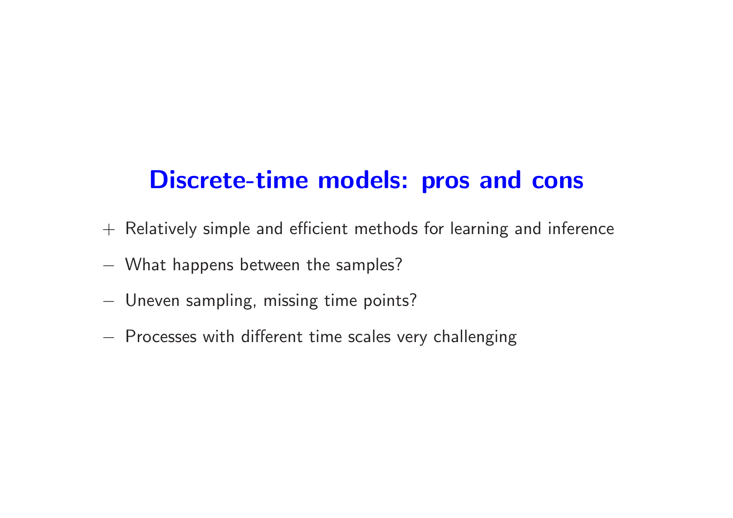## Discrete-time models: pros and cons

+ Relatively simple and efficient methods for learning and inference
− What happens between the samples?
− Uneven sampling, missing time points?
− Processes with different time scales very challenging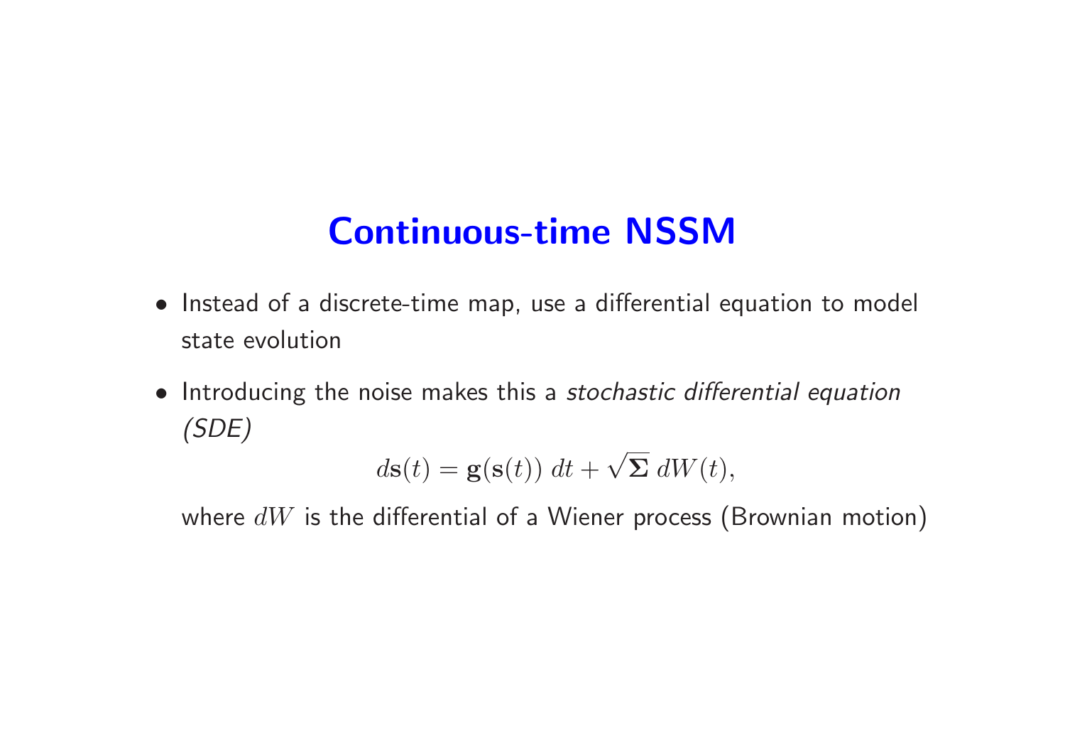# Continuous-time NSSM

- Instead of a discrete-time map, use a differential equation to model state evolution
- Introducing the noise makes this a *stochastic differential equation (SDE)*

$$d\mathbf{s}(t) = \mathbf{g}(\mathbf{s}(t))\; dt + \sqrt{\boldsymbol{\Sigma}}\; dW(t),$$

where $dW$ is the differential of a Wiener process (Brownian motion)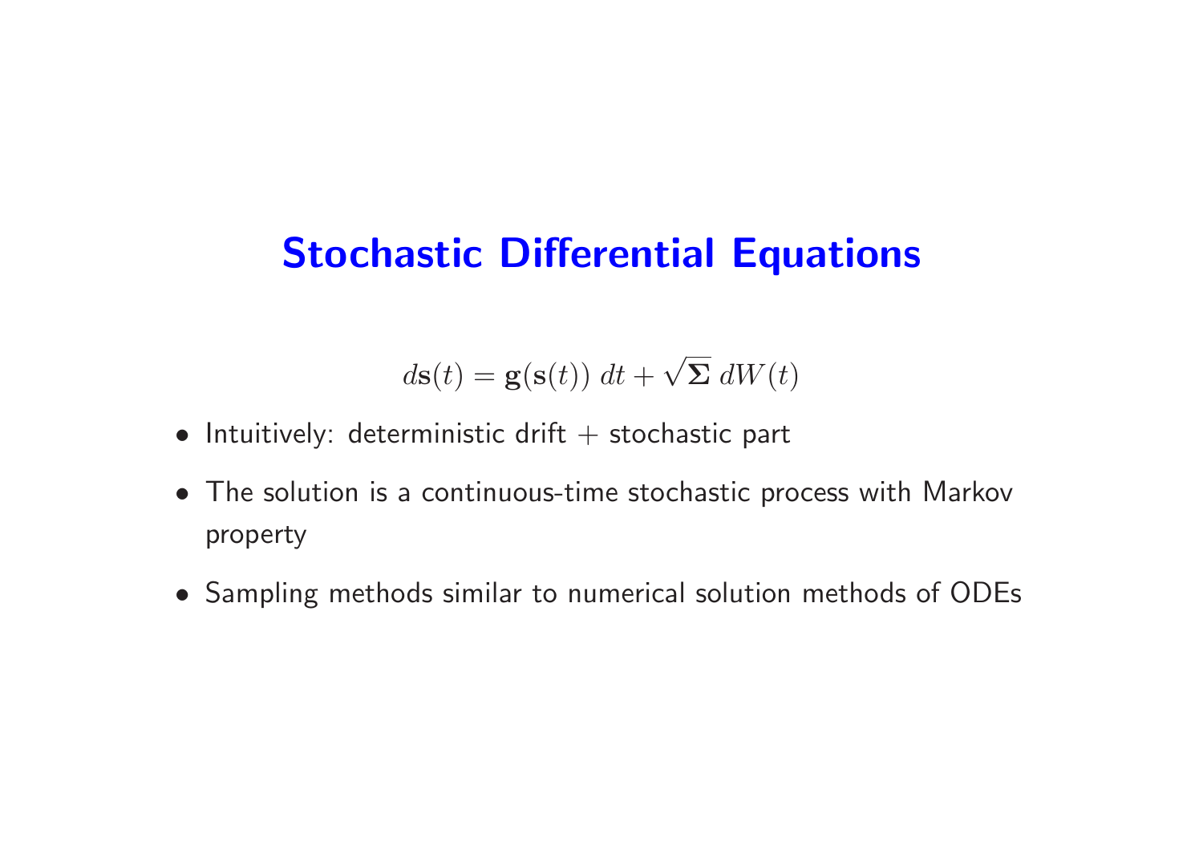# Stochastic Differential Equations

$$d\mathbf{s}(t) = \mathbf{g}(\mathbf{s}(t))\; dt + \sqrt{\mathbf{\Sigma}}\; dW(t)$$

- Intuitively: deterministic drift + stochastic part
- The solution is a continuous-time stochastic process with Markov property
- Sampling methods similar to numerical solution methods of ODEs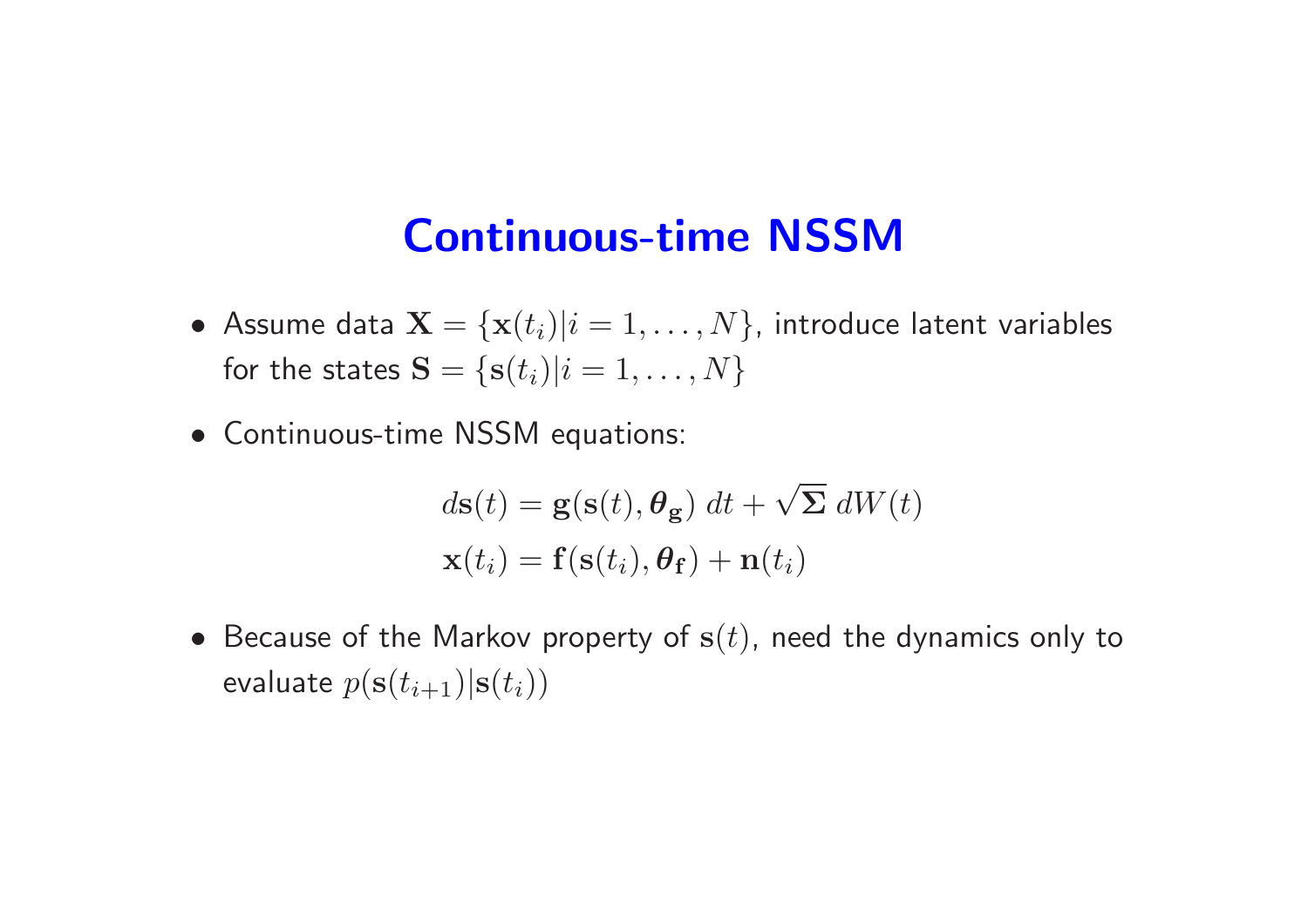# Continuous-time NSSM

- Assume data $\mathbf{X} = \{\mathbf{x}(t_i) | i = 1, \ldots, N\}$, introduce latent variables for the states $\mathbf{S} = \{\mathbf{s}(t_i) | i = 1, \ldots, N\}$
- Continuous-time NSSM equations:

$$
\begin{aligned}
d\mathbf{s}(t) &= \mathbf{g}(\mathbf{s}(t), \boldsymbol{\theta}_{\mathbf{g}})\, dt + \sqrt{\boldsymbol{\Sigma}}\, dW(t) \\
\mathbf{x}(t_i) &= \mathbf{f}(\mathbf{s}(t_i), \boldsymbol{\theta}_{\mathbf{f}}) + \mathbf{n}(t_i)
\end{aligned}
$$

- Because of the Markov property of $\mathbf{s}(t)$, need the dynamics only to evaluate $p(\mathbf{s}(t_{i+1}) | \mathbf{s}(t_i))$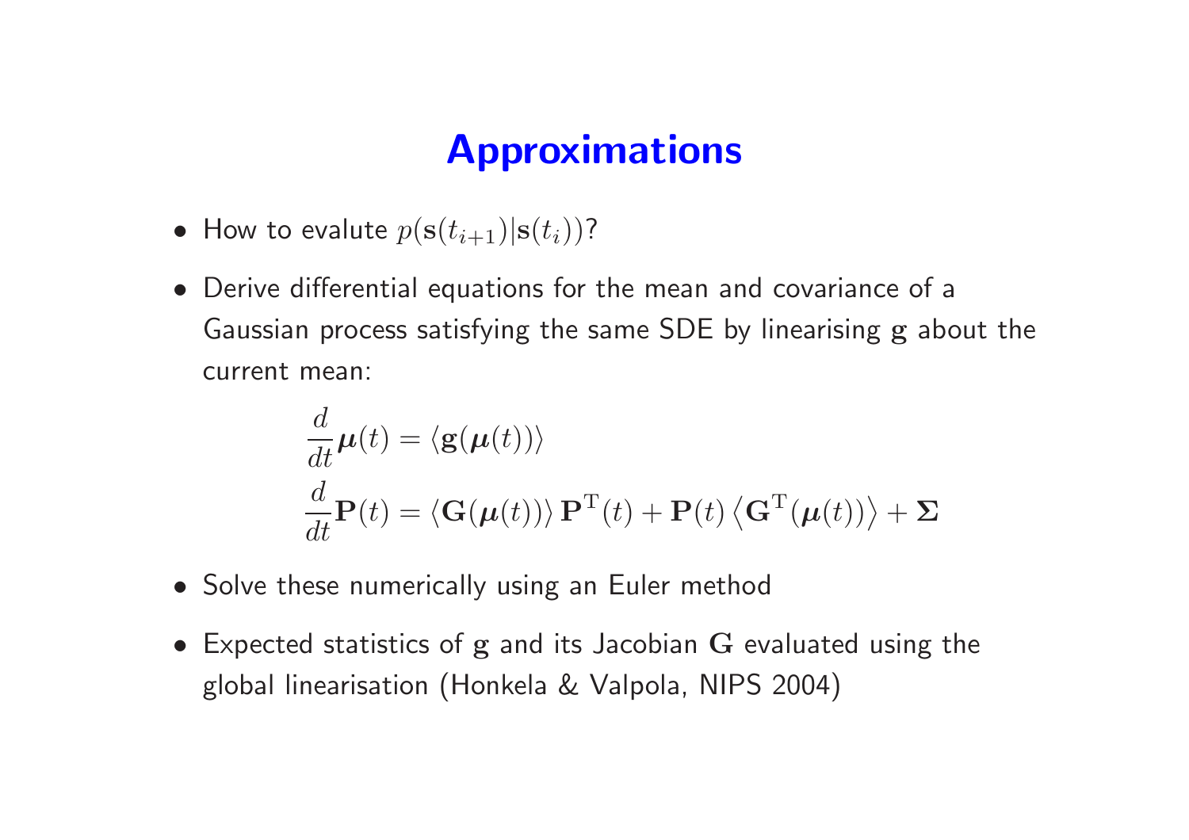# Approximations

- How to evalute $p(\mathbf{s}(t_{i+1})|\mathbf{s}(t_i))$?
- Derive differential equations for the mean and covariance of a Gaussian process satisfying the same SDE by linearising $\mathbf{g}$ about the current mean:

$$
\begin{aligned}
\frac{d}{dt}\boldsymbol{\mu}(t) &= \langle \mathbf{g}(\boldsymbol{\mu}(t)) \rangle \\
\frac{d}{dt}\mathbf{P}(t) &= \langle \mathbf{G}(\boldsymbol{\mu}(t)) \rangle \mathbf{P}^{\mathrm{T}}(t) + \mathbf{P}(t) \left\langle \mathbf{G}^{\mathrm{T}}(\boldsymbol{\mu}(t)) \right\rangle + \boldsymbol{\Sigma}
\end{aligned}
$$

- Solve these numerically using an Euler method
- Expected statistics of $\mathbf{g}$ and its Jacobian $\mathbf{G}$ evaluated using the global linearisation (Honkela & Valpola, NIPS 2004)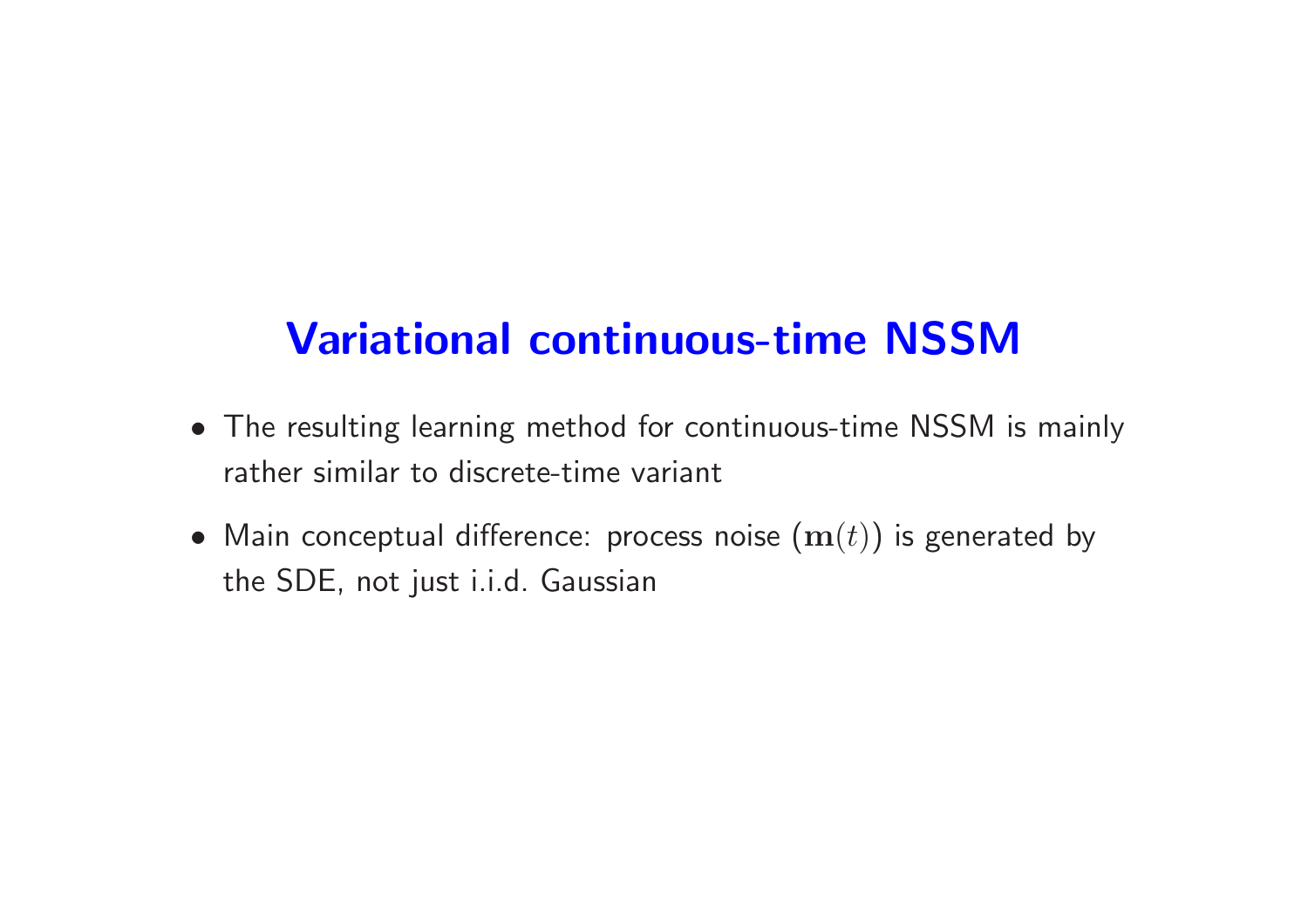# Variational continuous-time NSSM

- The resulting learning method for continuous-time NSSM is mainly rather similar to discrete-time variant
- Main conceptual difference: process noise $(\mathbf{m}(t))$ is generated by the SDE, not just i.i.d. Gaussian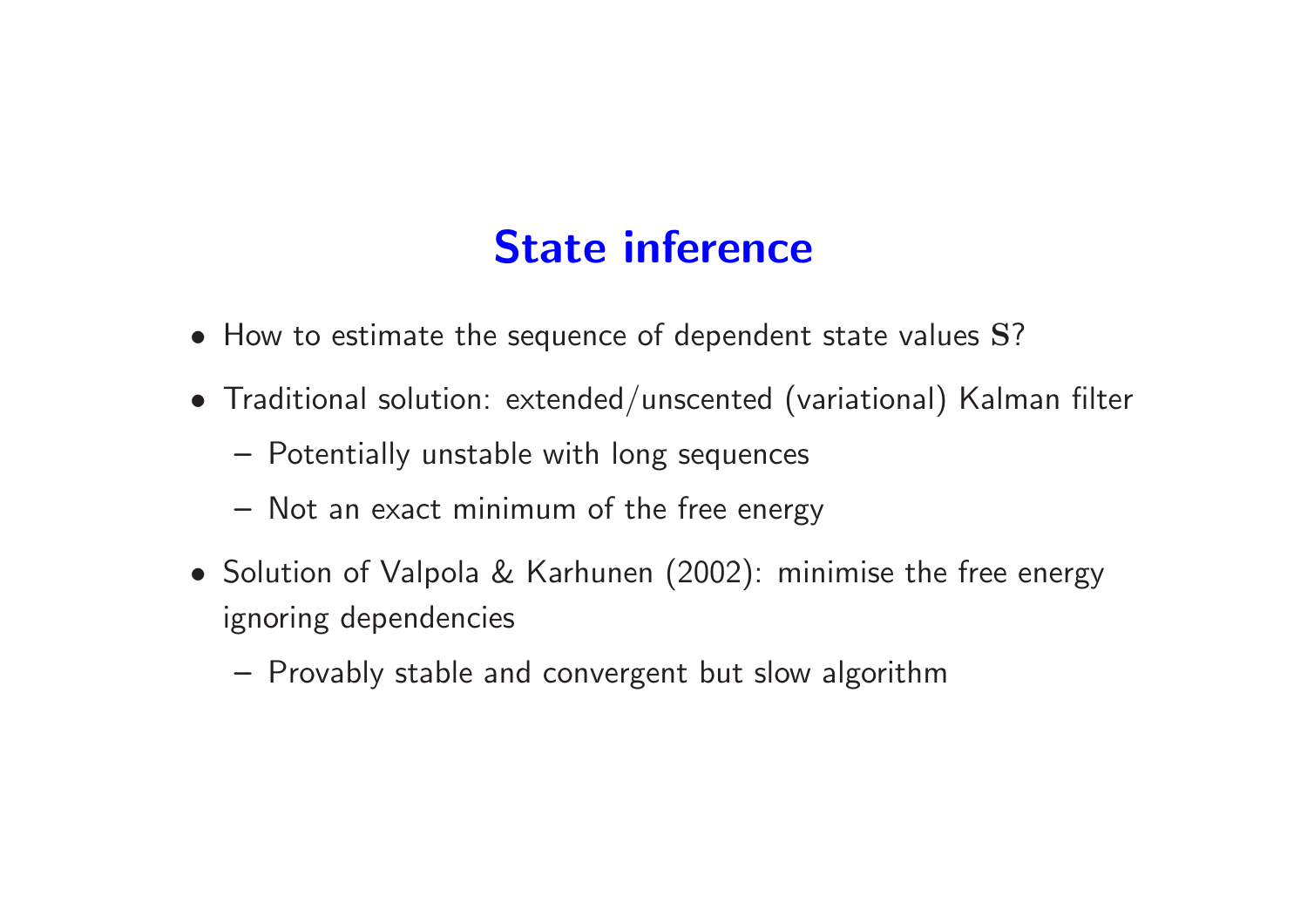# State inference

- How to estimate the sequence of dependent state values $\mathbf{S}$?
- Traditional solution: extended/unscented (variational) Kalman filter
  - Potentially unstable with long sequences
  - Not an exact minimum of the free energy
- Solution of Valpola & Karhunen (2002): minimise the free energy ignoring dependencies
  - Provably stable and convergent but slow algorithm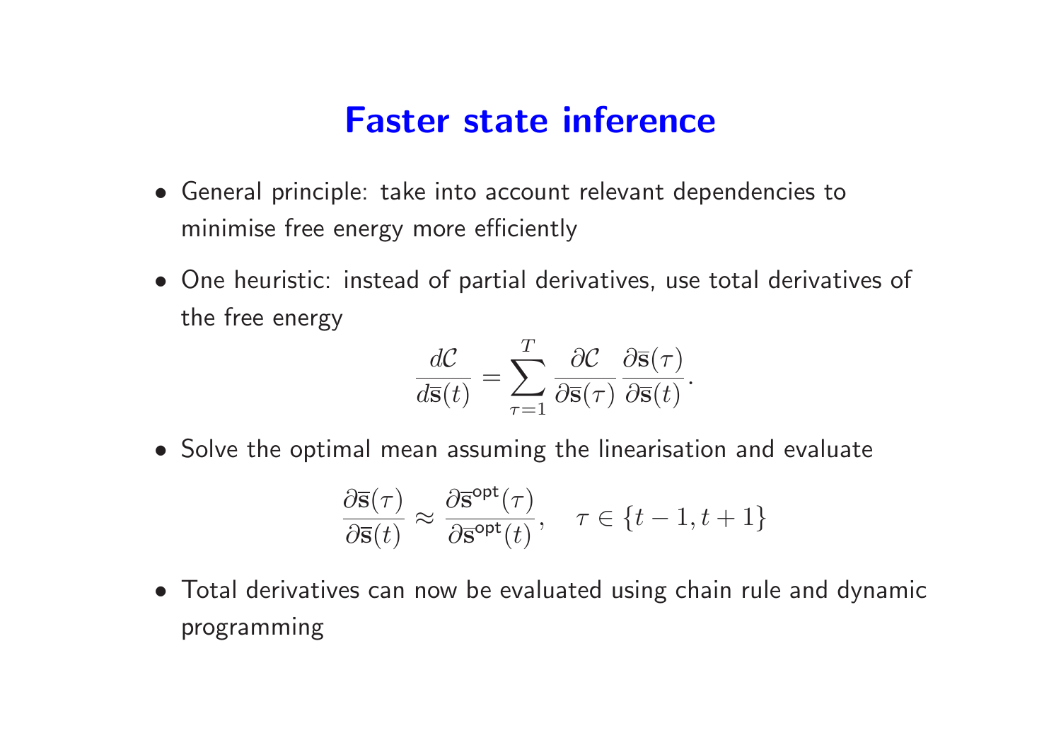# Faster state inference

- General principle: take into account relevant dependencies to minimise free energy more efficiently
- One heuristic: instead of partial derivatives, use total derivatives of the free energy

$$\frac{d\mathcal{C}}{d\overline{\mathbf{s}}(t)} = \sum_{\tau=1}^{T} \frac{\partial \mathcal{C}}{\partial \overline{\mathbf{s}}(\tau)} \frac{\partial \overline{\mathbf{s}}(\tau)}{\partial \overline{\mathbf{s}}(t)}.$$

- Solve the optimal mean assuming the linearisation and evaluate

$$\frac{\partial \overline{\mathbf{s}}(\tau)}{\partial \overline{\mathbf{s}}(t)} \approx \frac{\partial \overline{\mathbf{s}}^{\mathsf{opt}}(\tau)}{\partial \overline{\mathbf{s}}^{\mathsf{opt}}(t)}, \quad \tau \in \{t-1, t+1\}$$

- Total derivatives can now be evaluated using chain rule and dynamic programming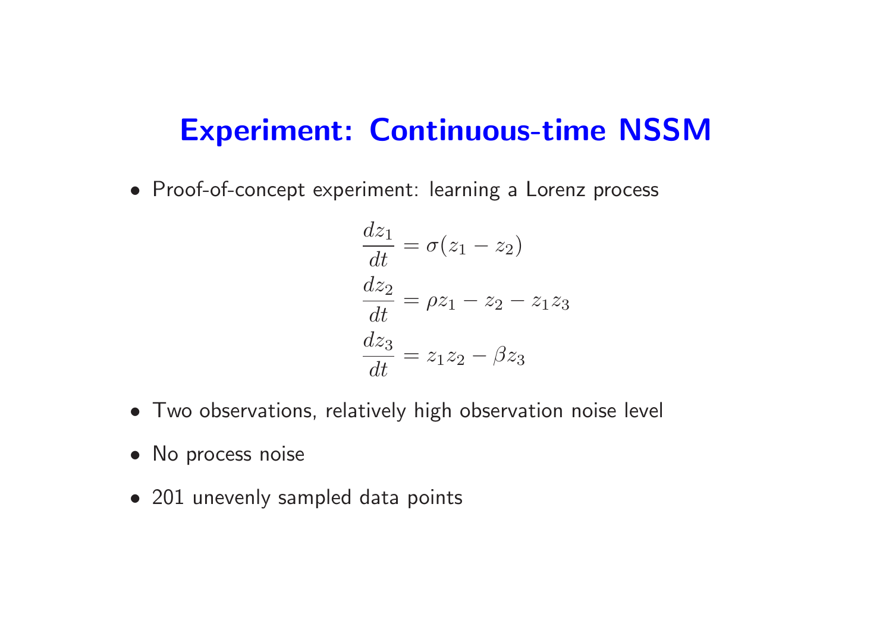# Experiment: Continuous-time NSSM

- Proof-of-concept experiment: learning a Lorenz process

$$
\begin{aligned}
\frac{dz_1}{dt} &= \sigma(z_1 - z_2) \\
\frac{dz_2}{dt} &= \rho z_1 - z_2 - z_1 z_3 \\
\frac{dz_3}{dt} &= z_1 z_2 - \beta z_3
\end{aligned}
$$

- Two observations, relatively high observation noise level
- No process noise
- 201 unevenly sampled data points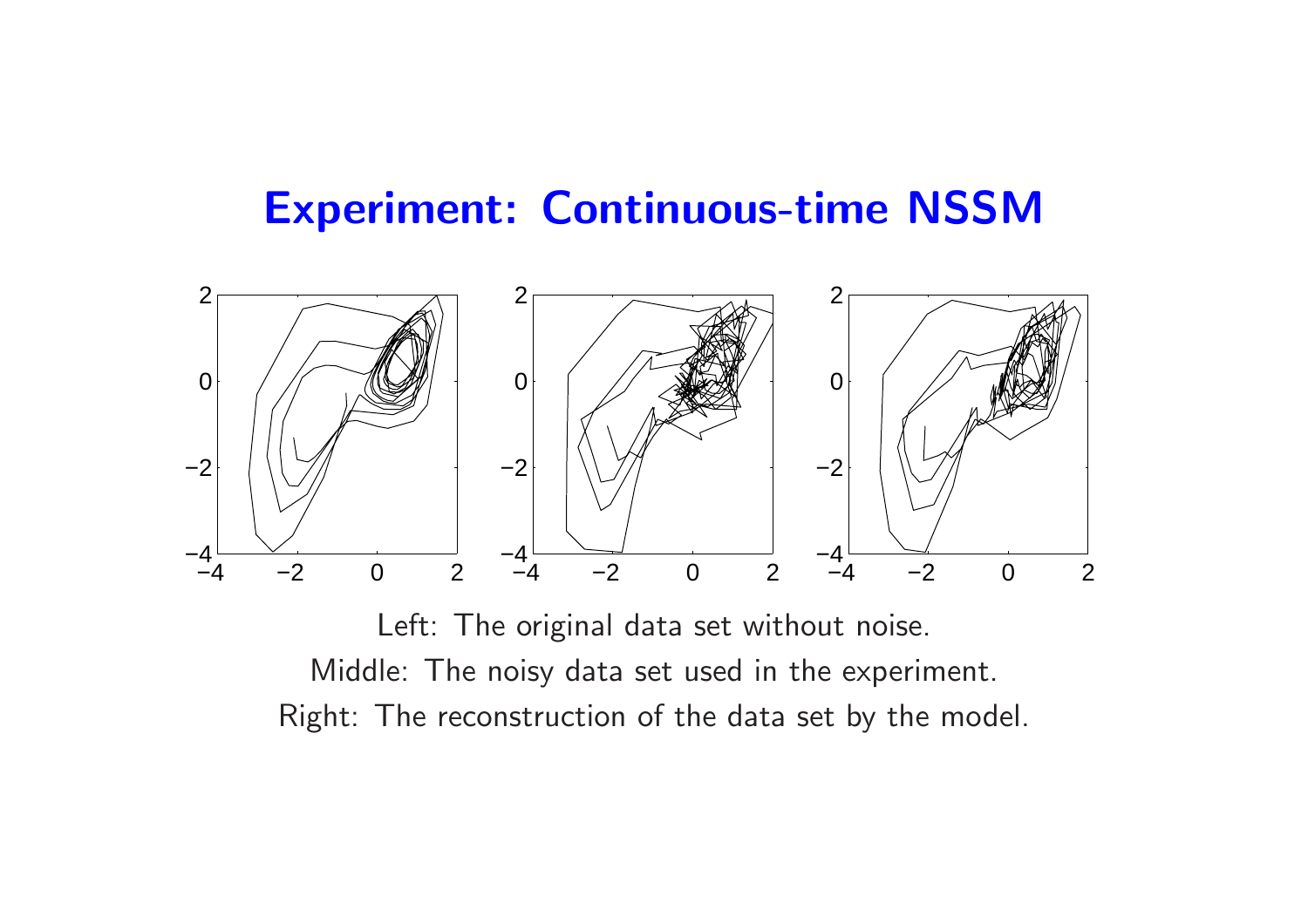# Experiment: Continuous-time NSSM

Left: The original data set without noise.

Middle: The noisy data set used in the experiment.

Right: The reconstruction of the data set by the model.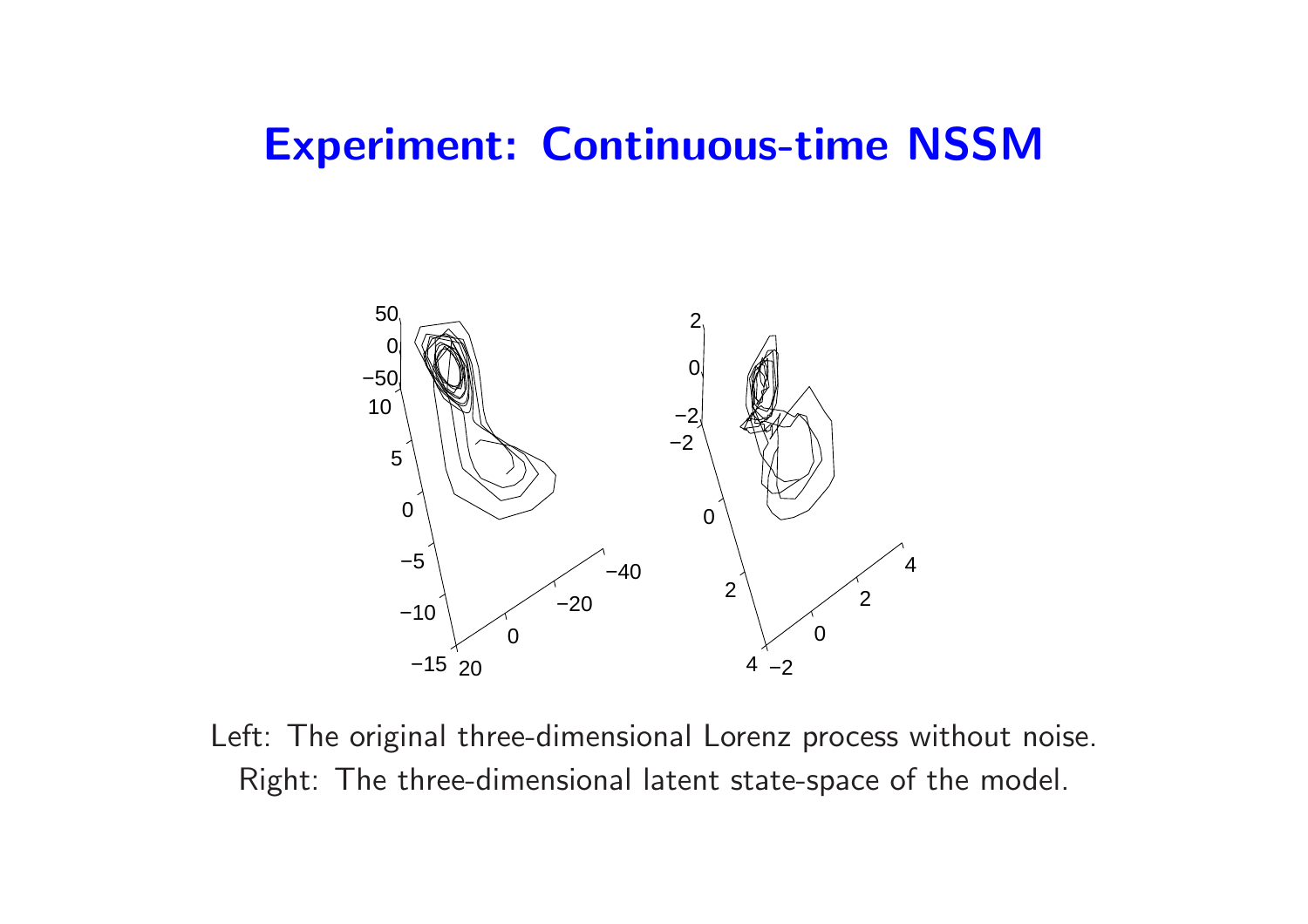# Experiment: Continuous-time NSSM

Left: The original three-dimensional Lorenz process without noise.
Right: The three-dimensional latent state-space of the model.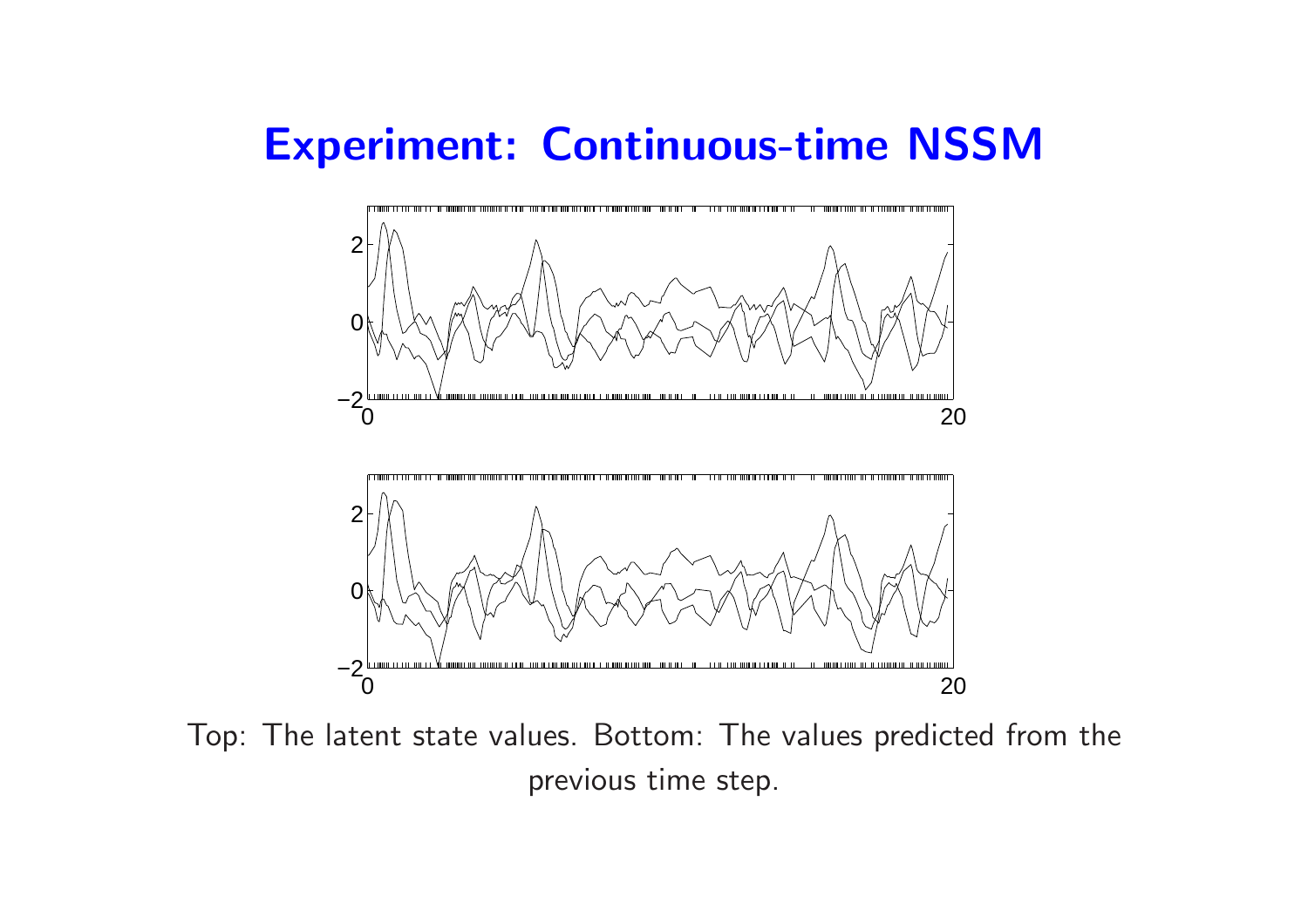# Experiment: Continuous-time NSSM

Top: The latent state values. Bottom: The values predicted from the previous time step.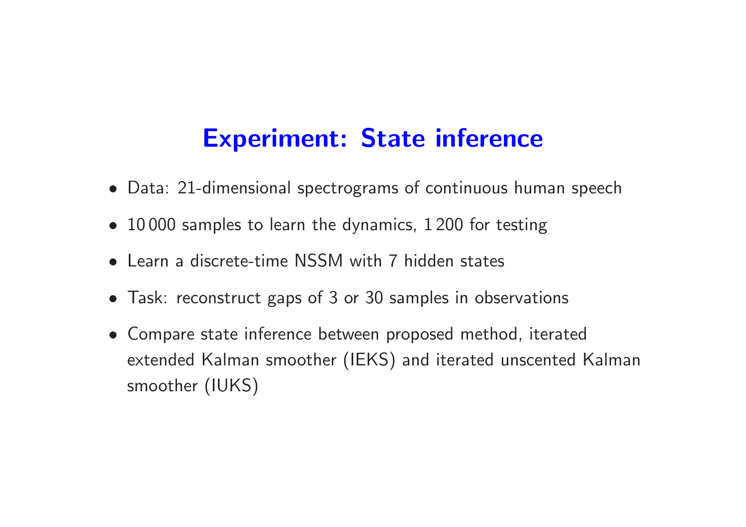# Experiment: State inference

- Data: 21-dimensional spectrograms of continuous human speech
- 10 000 samples to learn the dynamics, 1 200 for testing
- Learn a discrete-time NSSM with 7 hidden states
- Task: reconstruct gaps of 3 or 30 samples in observations
- Compare state inference between proposed method, iterated extended Kalman smoother (IEKS) and iterated unscented Kalman smoother (IUKS)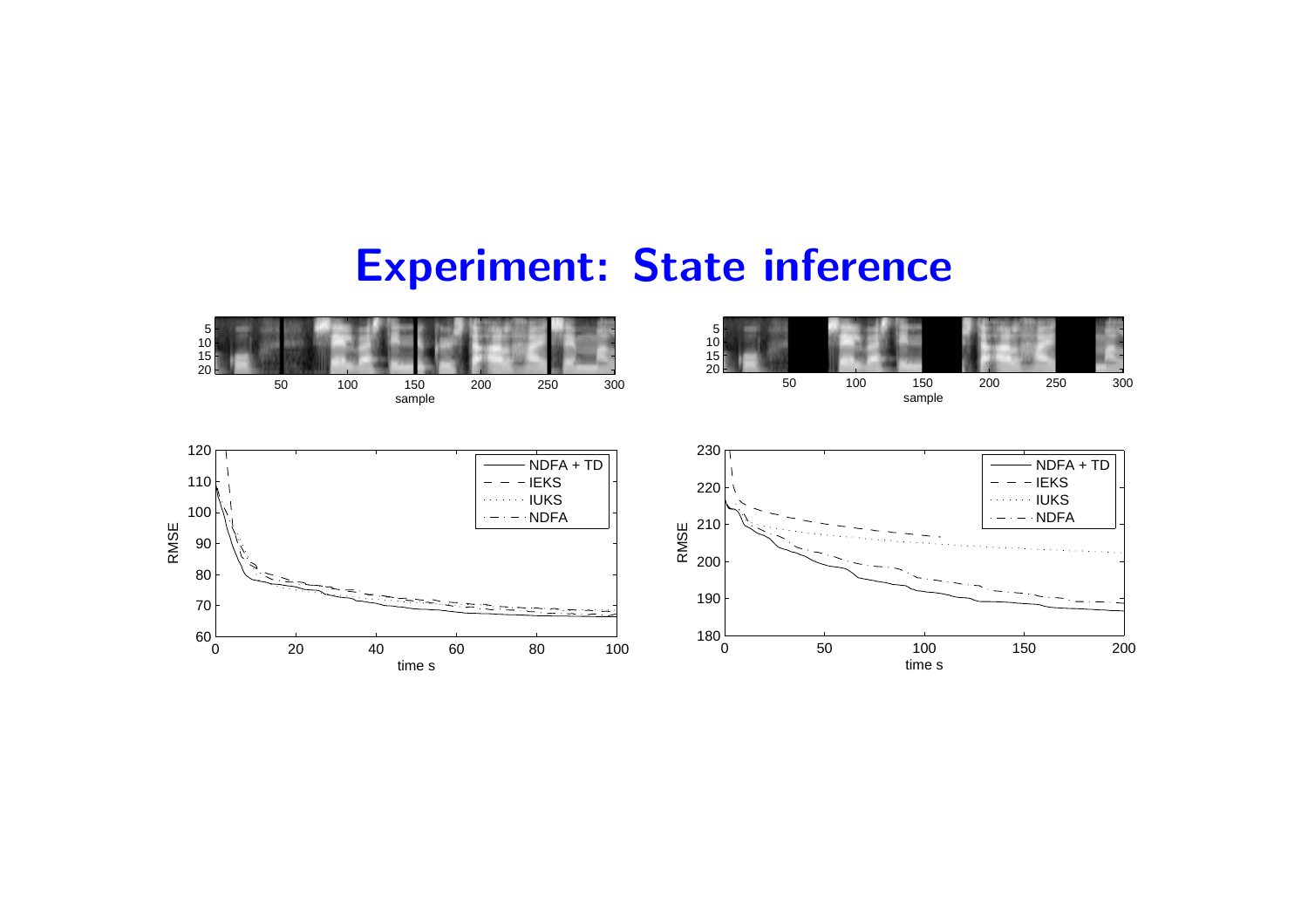# Experiment: State inference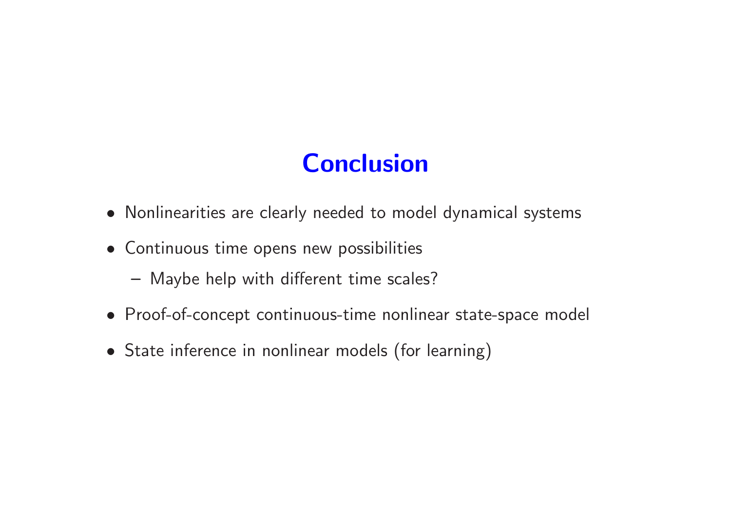# Conclusion

- Nonlinearities are clearly needed to model dynamical systems
- Continuous time opens new possibilities
  - Maybe help with different time scales?
- Proof-of-concept continuous-time nonlinear state-space model
- State inference in nonlinear models (for learning)